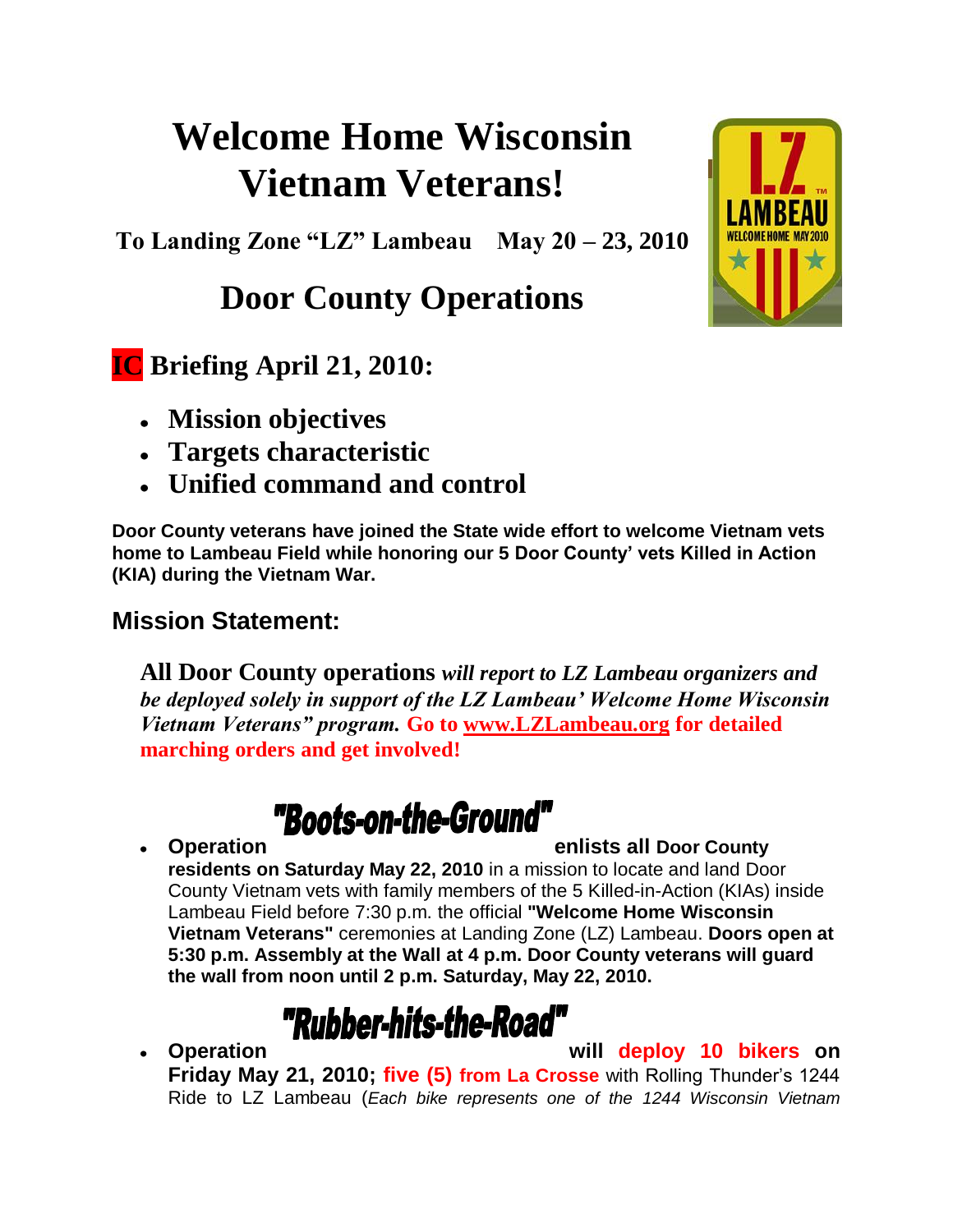# Welcome Home Wisconsin Vietnam Veterans!

**To Landing Zone "LZ" Lambeau May 20 – 23, 2010**

## Door County Operations

## IC Briefing April 21, 2010:

- **Mission objectives**
- **Targets characteristic**
- **Unified command and control**

**Door County veterans have joined the State wide effort to welcome Vietnam vets home to Lambeau Field while honoring our 5 Door County' vets Killed in Action (KIA) during the Vietnam War.**

### Mission Statement:

**All Door County operations** ***will report to LZ Lambeau organizers and be deployed solely in support of the LZ Lambeau' Welcome Home Wisconsin Vietnam Veterans" program.*** **Go to www.LZLambeau.org for detailed marching orders and get involved!**

- **Operation "Boots-on-the-Ground" enlists all Door County residents on Saturday May 22, 2010** in a mission to locate and land Door County Vietnam vets with family members of the 5 Killed-in-Action (KIAs) inside Lambeau Field before 7:30 p.m. the official **"Welcome Home Wisconsin Vietnam Veterans"** ceremonies at Landing Zone (LZ) Lambeau. **Doors open at 5:30 p.m. Assembly at the Wall at 4 p.m. Door County veterans will guard the wall from noon until 2 p.m. Saturday, May 22, 2010.**
- **Operation "Rubber-hits-the-Road" will deploy 10 bikers on Friday May 21, 2010; five (5) from La Crosse** with Rolling Thunder's 1244 Ride to LZ Lambeau (*Each bike represents one of the 1244 Wisconsin Vietnam*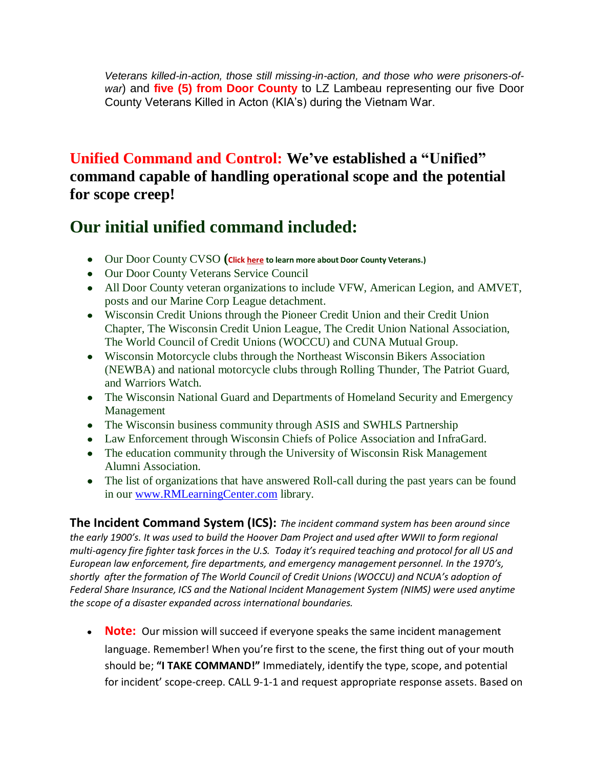*Veterans killed-in-action, those still missing-in-action, and those who were prisoners-of-war*) and **five (5) from Door County** to LZ Lambeau representing our five Door County Veterans Killed in Acton (KIA's) during the Vietnam War.

## Unified Command and Control: We've established a "Unified" command capable of handling operational scope and the potential for scope creep!

# Our initial unified command included:

- Our Door County CVSO (**Click here to learn more about Door County Veterans.)**
- Our Door County Veterans Service Council
- All Door County veteran organizations to include VFW, American Legion, and AMVET, posts and our Marine Corp League detachment.
- Wisconsin Credit Unions through the Pioneer Credit Union and their Credit Union Chapter, The Wisconsin Credit Union League, The Credit Union National Association, The World Council of Credit Unions (WOCCU) and CUNA Mutual Group.
- Wisconsin Motorcycle clubs through the Northeast Wisconsin Bikers Association (NEWBA) and national motorcycle clubs through Rolling Thunder, The Patriot Guard, and Warriors Watch.
- The Wisconsin National Guard and Departments of Homeland Security and Emergency Management
- The Wisconsin business community through ASIS and SWHLS Partnership
- Law Enforcement through Wisconsin Chiefs of Police Association and InfraGard.
- The education community through the University of Wisconsin Risk Management Alumni Association.
- The list of organizations that have answered Roll-call during the past years can be found in our www.RMLearningCenter.com library.

**The Incident Command System (ICS):** *The incident command system has been around since the early 1900's. It was used to build the Hoover Dam Project and used after WWII to form regional multi-agency fire fighter task forces in the U.S. Today it's required teaching and protocol for all US and European law enforcement, fire departments, and emergency management personnel. In the 1970's, shortly after the formation of The World Council of Credit Unions (WOCCU) and NCUA's adoption of Federal Share Insurance, ICS and the National Incident Management System (NIMS) were used anytime the scope of a disaster expanded across international boundaries.*

- **Note:** Our mission will succeed if everyone speaks the same incident management language. Remember! When you're first to the scene, the first thing out of your mouth should be; **"I TAKE COMMAND!"** Immediately, identify the type, scope, and potential for incident' scope-creep. CALL 9-1-1 and request appropriate response assets. Based on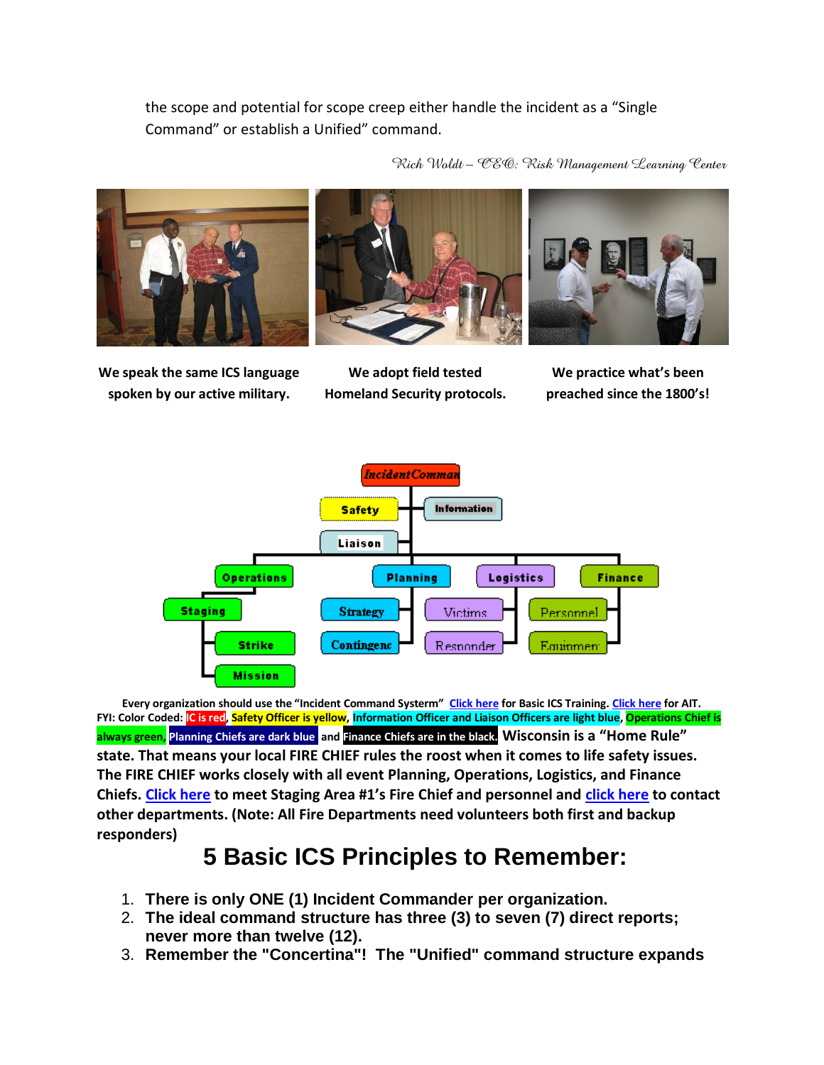the scope and potential for scope creep either handle the incident as a "Single Command" or establish a Unified" command.

*Rich Woldt – CEO: Risk Management Learning Center*

**We speak the same ICS language spoken by our active military.**

**We adopt field tested Homeland Security protocols.**

**We practice what's been preached since the 1800's!**

Every organization should use the "Incident Command Systerm" Click here for Basic ICS Training. Click here for AIT.
FYI: Color Coded: IC is red, Safety Officer is yellow, Information Officer and Liaison Officers are light blue, Operations Chief is always green, Planning Chiefs are dark blue and Finance Chiefs are in the black. **Wisconsin is a "Home Rule" state. That means your local FIRE CHIEF rules the roost when it comes to life safety issues. The FIRE CHIEF works closely with all event Planning, Operations, Logistics, and Finance Chiefs. Click here to meet Staging Area #1's Fire Chief and personnel and click here to contact other departments. (Note: All Fire Departments need volunteers both first and backup responders)**

# 5 Basic ICS Principles to Remember:

1. **There is only ONE (1) Incident Commander per organization.**
2. **The ideal command structure has three (3) to seven (7) direct reports; never more than twelve (12).**
3. **Remember the "Concertina"! The "Unified" command structure expands**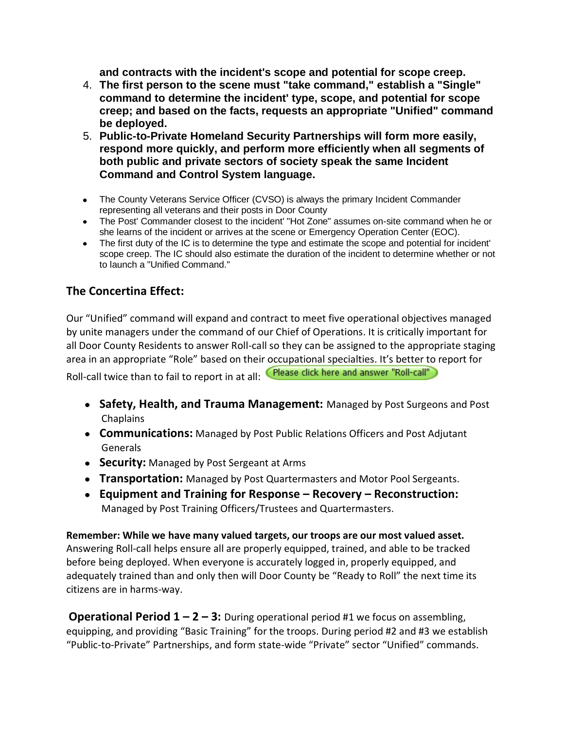**and contracts with the incident's scope and potential for scope creep.**

4. **The first person to the scene must "take command," establish a "Single" command to determine the incident' type, scope, and potential for scope creep; and based on the facts, requests an appropriate "Unified" command be deployed.**
5. **Public-to-Private Homeland Security Partnerships will form more easily, respond more quickly, and perform more efficiently when all segments of both public and private sectors of society speak the same Incident Command and Control System language.**

- The County Veterans Service Officer (CVSO) is always the primary Incident Commander representing all veterans and their posts in Door County
- The Post' Commander closest to the incident' "Hot Zone" assumes on-site command when he or she learns of the incident or arrives at the scene or Emergency Operation Center (EOC).
- The first duty of the IC is to determine the type and estimate the scope and potential for incident' scope creep. The IC should also estimate the duration of the incident to determine whether or not to launch a "Unified Command."

## The Concertina Effect:

Our "Unified" command will expand and contract to meet five operational objectives managed by unite managers under the command of our Chief of Operations. It is critically important for all Door County Residents to answer Roll-call so they can be assigned to the appropriate staging area in an appropriate "Role" based on their occupational specialties. It's better to report for Roll-call twice than to fail to report in at all: Please click here and answer "Roll-call"

- **Safety, Health, and Trauma Management:** Managed by Post Surgeons and Post Chaplains
- **Communications:** Managed by Post Public Relations Officers and Post Adjutant Generals
- **Security:** Managed by Post Sergeant at Arms
- **Transportation:** Managed by Post Quartermasters and Motor Pool Sergeants.
- **Equipment and Training for Response – Recovery – Reconstruction:** Managed by Post Training Officers/Trustees and Quartermasters.

**Remember: While we have many valued targets, our troops are our most valued asset.** Answering Roll-call helps ensure all are properly equipped, trained, and able to be tracked before being deployed. When everyone is accurately logged in, properly equipped, and adequately trained than and only then will Door County be "Ready to Roll" the next time its citizens are in harms-way.

**Operational Period 1 – 2 – 3:** During operational period #1 we focus on assembling, equipping, and providing "Basic Training" for the troops. During period #2 and #3 we establish "Public-to-Private" Partnerships, and form state-wide "Private" sector "Unified" commands.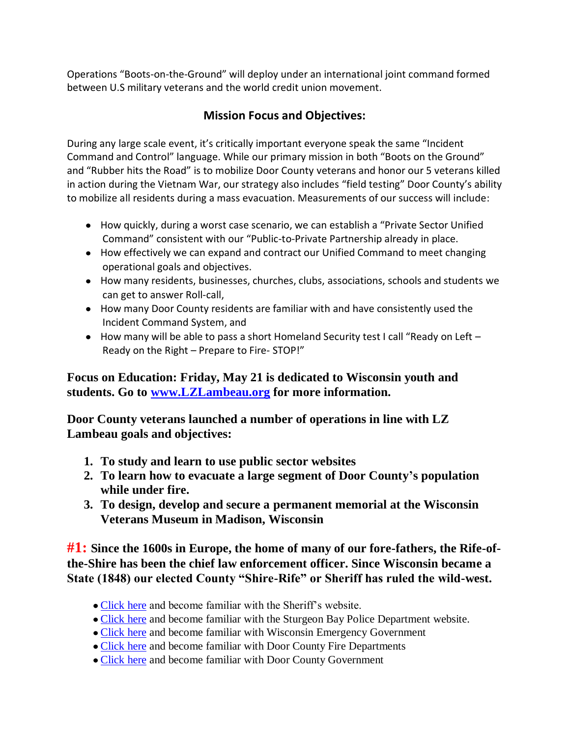Operations "Boots-on-the-Ground" will deploy under an international joint command formed between U.S military veterans and the world credit union movement.

## Mission Focus and Objectives:

During any large scale event, it's critically important everyone speak the same "Incident Command and Control" language. While our primary mission in both "Boots on the Ground" and "Rubber hits the Road" is to mobilize Door County veterans and honor our 5 veterans killed in action during the Vietnam War, our strategy also includes "field testing" Door County's ability to mobilize all residents during a mass evacuation. Measurements of our success will include:

- How quickly, during a worst case scenario, we can establish a "Private Sector Unified Command" consistent with our "Public-to-Private Partnership already in place.
- How effectively we can expand and contract our Unified Command to meet changing operational goals and objectives.
- How many residents, businesses, churches, clubs, associations, schools and students we can get to answer Roll-call,
- How many Door County residents are familiar with and have consistently used the Incident Command System, and
- How many will be able to pass a short Homeland Security test I call "Ready on Left – Ready on the Right – Prepare to Fire- STOP!"

**Focus on Education: Friday, May 21 is dedicated to Wisconsin youth and students. Go to www.LZLambeau.org for more information.**

**Door County veterans launched a number of operations in line with LZ Lambeau goals and objectives:**

1. **To study and learn to use public sector websites**
2. **To learn how to evacuate a large segment of Door County's population while under fire.**
3. **To design, develop and secure a permanent memorial at the Wisconsin Veterans Museum in Madison, Wisconsin**

**#1: Since the 1600s in Europe, the home of many of our fore-fathers, the Rife-of-the-Shire has been the chief law enforcement officer. Since Wisconsin became a State (1848) our elected County "Shire-Rife" or Sheriff has ruled the wild-west.**

- Click here and become familiar with the Sheriff's website.
- Click here and become familiar with the Sturgeon Bay Police Department website.
- Click here and become familiar with Wisconsin Emergency Government
- Click here and become familiar with Door County Fire Departments
- Click here and become familiar with Door County Government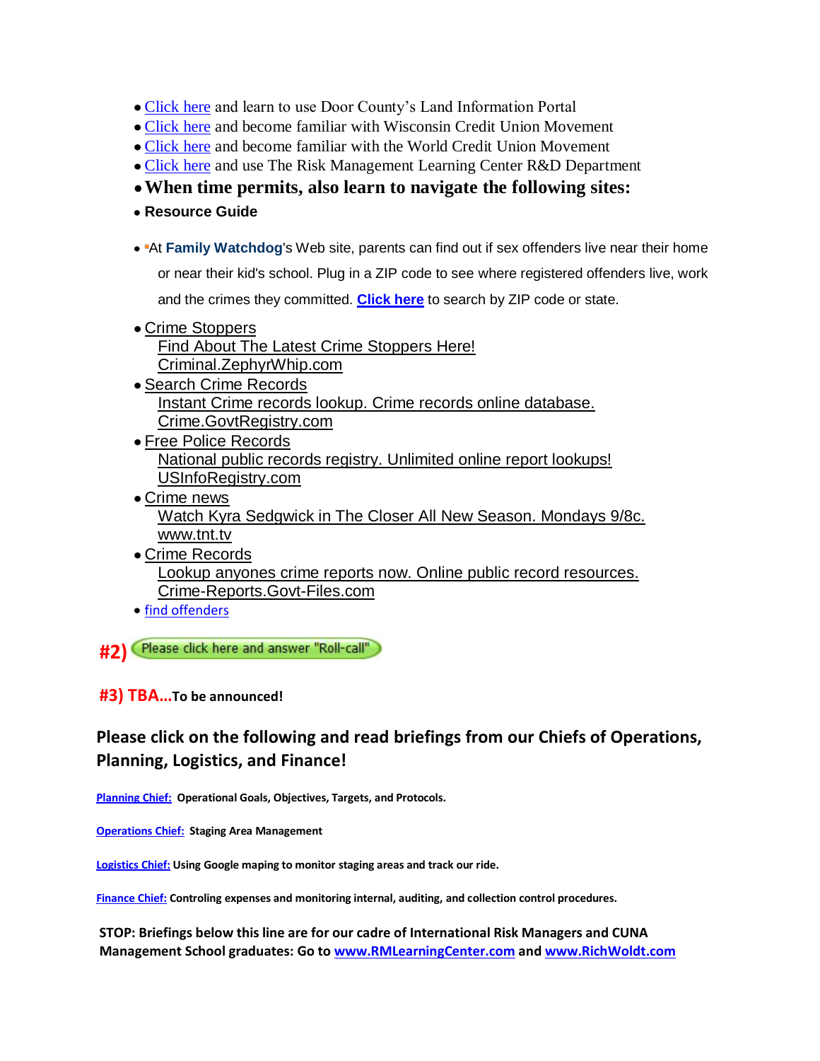- Click here and learn to use Door County's Land Information Portal
- Click here and become familiar with Wisconsin Credit Union Movement
- Click here and become familiar with the World Credit Union Movement
- Click here and use The Risk Management Learning Center R&D Department
- **When time permits, also learn to navigate the following sites:**
- **Resource Guide**
- At **Family Watchdog**'s Web site, parents can find out if sex offenders live near their home or near their kid's school. Plug in a ZIP code to see where registered offenders live, work and the crimes they committed. **Click here** to search by ZIP code or state.
- Crime Stoppers
  Find About The Latest Crime Stoppers Here!
  Criminal.ZephyrWhip.com
- Search Crime Records
  Instant Crime records lookup. Crime records online database.
  Crime.GovtRegistry.com
- Free Police Records
  National public records registry. Unlimited online report lookups!
  USInfoRegistry.com
- Crime news
  Watch Kyra Sedgwick in The Closer All New Season. Mondays 9/8c.
  www.tnt.tv
- Crime Records
  Lookup anyones crime reports now. Online public record resources.
  Crime-Reports.Govt-Files.com
- find offenders

**#2)** Please click here and answer "Roll-call"

**#3) TBA...To be announced!**

**Please click on the following and read briefings from our Chiefs of Operations, Planning, Logistics, and Finance!**

Planning Chief: **Operational Goals, Objectives, Targets, and Protocols.**

Operations Chief: **Staging Area Management**

Logistics Chief: **Using Google maping to monitor staging areas and track our ride.**

Finance Chief: **Controling expenses and monitoring internal, auditing, and collection control procedures.**

**STOP: Briefings below this line are for our cadre of International Risk Managers and CUNA Management School graduates: Go to www.RMLearningCenter.com and www.RichWoldt.com**